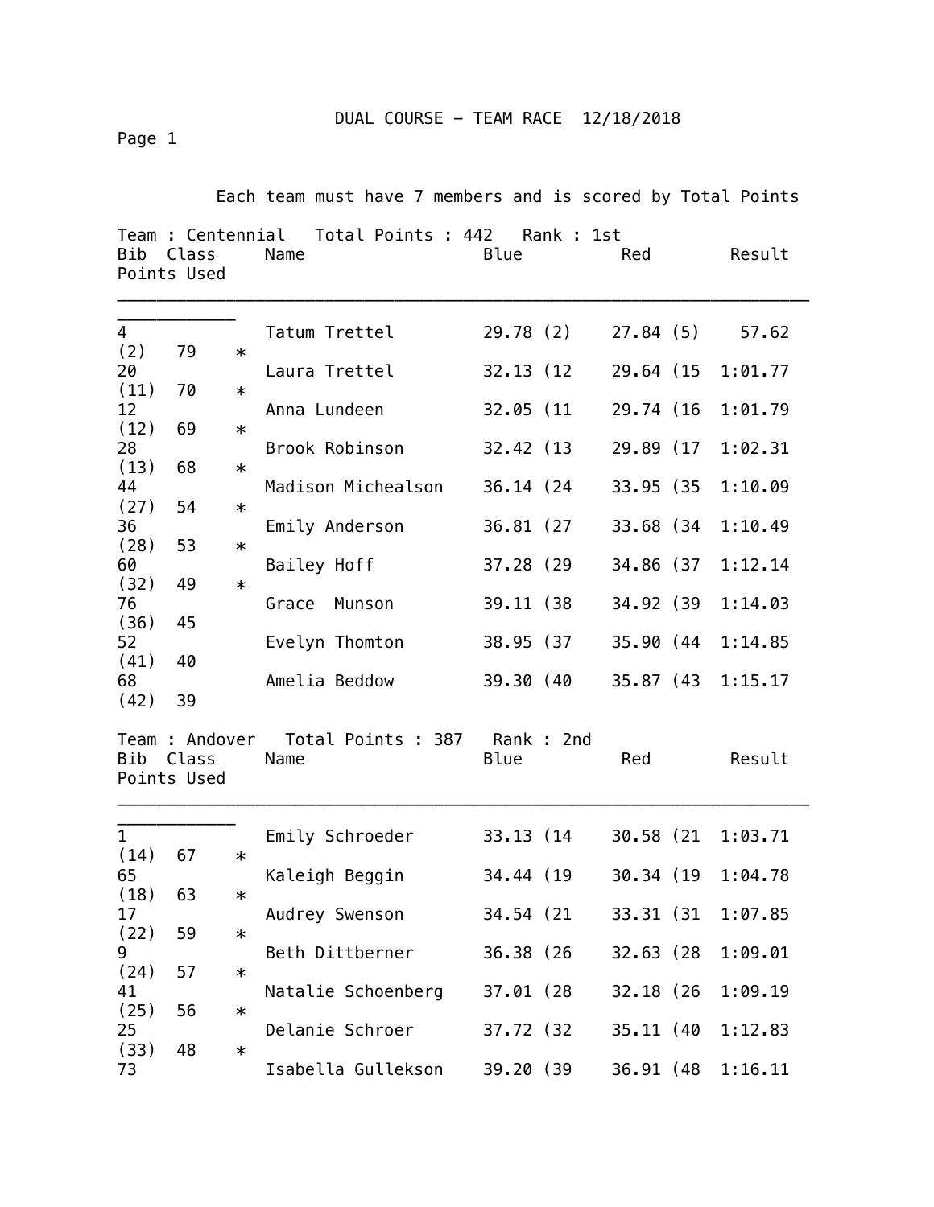# DUAL COURSE – TEAM RACE 12/18/2018

Page 1

Each team must have 7 members and is scored by Total Points

**Team : Centennial   Total Points : 442   Rank : 1st**

| Bib | Class | Name | Blue | Red | Result | Points | Used |
|---|---|---|---|---|---|---|---|
| 4 | | Tatum Trettel | 29.78 (2) | 27.84 (5) | 57.62 (2) | 79 | * |
| 20 | | Laura Trettel | 32.13 (12 | 29.64 (15 | 1:01.77 (11) | 70 | * |
| 12 | | Anna Lundeen | 32.05 (11 | 29.74 (16 | 1:01.79 (12) | 69 | * |
| 28 | | Brook Robinson | 32.42 (13 | 29.89 (17 | 1:02.31 (13) | 68 | * |
| 44 | | Madison Michealson | 36.14 (24 | 33.95 (35 | 1:10.09 (27) | 54 | * |
| 36 | | Emily Anderson | 36.81 (27 | 33.68 (34 | 1:10.49 (28) | 53 | * |
| 60 | | Bailey Hoff | 37.28 (29 | 34.86 (37 | 1:12.14 (32) | 49 | * |
| 76 | | Grace Munson | 39.11 (38 | 34.92 (39 | 1:14.03 (36) | 45 | |
| 52 | | Evelyn Thomton | 38.95 (37 | 35.90 (44 | 1:14.85 (41) | 40 | |
| 68 | | Amelia Beddow | 39.30 (40 | 35.87 (43 | 1:15.17 (42) | 39 | |

**Team : Andover   Total Points : 387   Rank : 2nd**

| Bib | Class | Name | Blue | Red | Result | Points | Used |
|---|---|---|---|---|---|---|---|
| 1 | | Emily Schroeder | 33.13 (14 | 30.58 (21 | 1:03.71 (14) | 67 | * |
| 65 | | Kaleigh Beggin | 34.44 (19 | 30.34 (19 | 1:04.78 (18) | 63 | * |
| 17 | | Audrey Swenson | 34.54 (21 | 33.31 (31 | 1:07.85 (22) | 59 | * |
| 9 | | Beth Dittberner | 36.38 (26 | 32.63 (28 | 1:09.01 (24) | 57 | * |
| 41 | | Natalie Schoenberg | 37.01 (28 | 32.18 (26 | 1:09.19 (25) | 56 | * |
| 25 | | Delanie Schroer | 37.72 (32 | 35.11 (40 | 1:12.83 (33) | 48 | * |
| 73 | | Isabella Gullekson | 39.20 (39 | 36.91 (48 | 1:16.11 | | |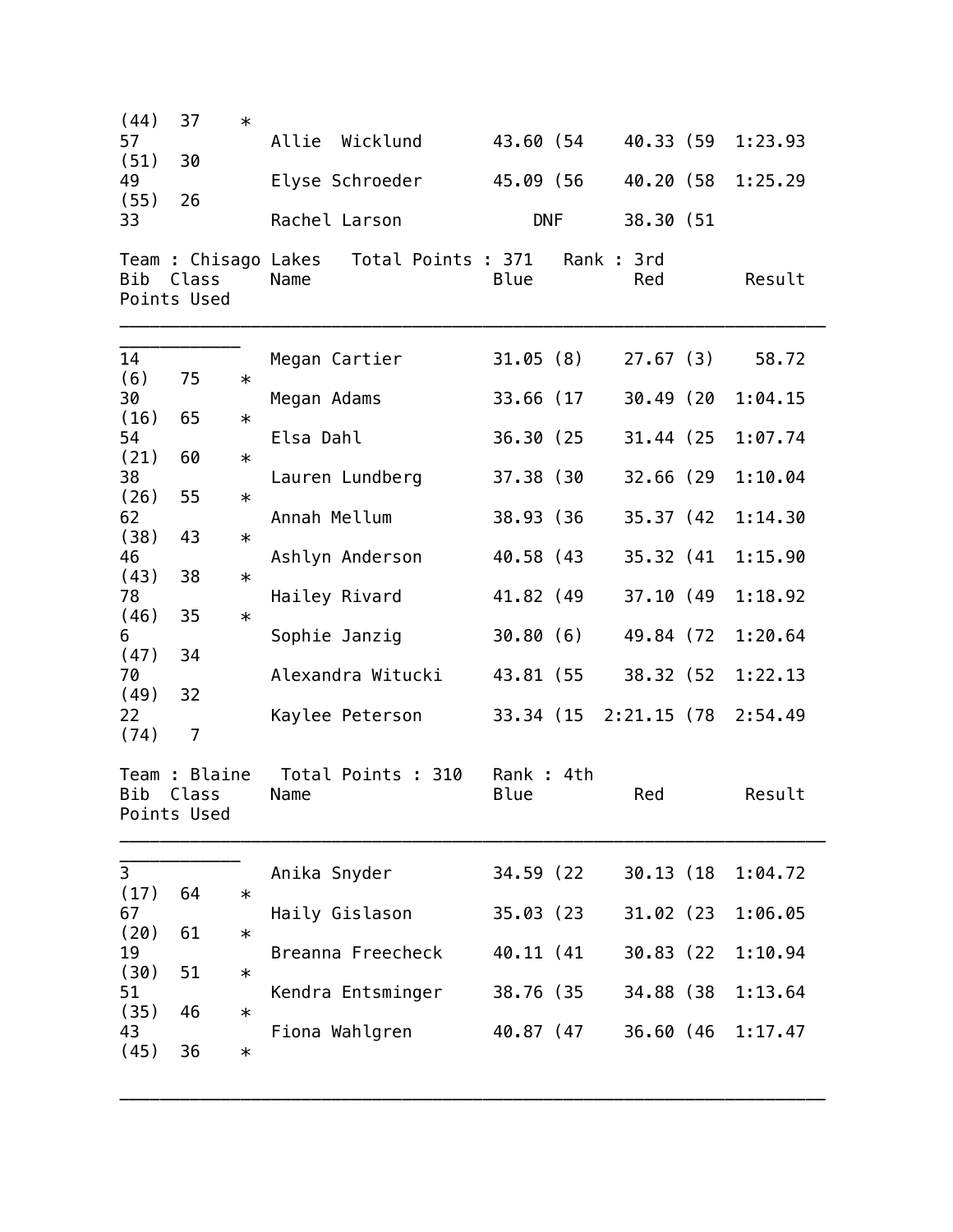(44) 37 *

| Bib | Class | Name | Blue | Red | Result | Points | Used |
|---|---|---|---|---|---|---|---|
| 57 | | Allie Wicklund | 43.60 (54 | 40.33 (59 | 1:23.93 | | |
| (51) | 30 | | | | | | |
| 49 | | Elyse Schroeder | 45.09 (56 | 40.20 (58 | 1:25.29 | | |
| (55) | 26 | | | | | | |
| 33 | | Rachel Larson | DNF | 38.30 (51 | | | |

Team : Chisago Lakes   Total Points : 371   Rank : 3rd

| Bib | Class | Name | Blue | Red | Result | Points | Used |
|---|---|---|---|---|---|---|---|
| 14 | | Megan Cartier | 31.05 (8) | 27.67 (3) | 58.72 | | |
| (6) | 75 | * | | | | | |
| 30 | | Megan Adams | 33.66 (17 | 30.49 (20 | 1:04.15 | | |
| (16) | 65 | * | | | | | |
| 54 | | Elsa Dahl | 36.30 (25 | 31.44 (25 | 1:07.74 | | |
| (21) | 60 | * | | | | | |
| 38 | | Lauren Lundberg | 37.38 (30 | 32.66 (29 | 1:10.04 | | |
| (26) | 55 | * | | | | | |
| 62 | | Annah Mellum | 38.93 (36 | 35.37 (42 | 1:14.30 | | |
| (38) | 43 | * | | | | | |
| 46 | | Ashlyn Anderson | 40.58 (43 | 35.32 (41 | 1:15.90 | | |
| (43) | 38 | * | | | | | |
| 78 | | Hailey Rivard | 41.82 (49 | 37.10 (49 | 1:18.92 | | |
| (46) | 35 | * | | | | | |
| 6 | | Sophie Janzig | 30.80 (6) | 49.84 (72 | 1:20.64 | | |
| (47) | 34 | | | | | | |
| 70 | | Alexandra Witucki | 43.81 (55 | 38.32 (52 | 1:22.13 | | |
| (49) | 32 | | | | | | |
| 22 | | Kaylee Peterson | 33.34 (15 | 2:21.15 (78 | 2:54.49 | | |
| (74) | 7 | | | | | | |

Team : Blaine   Total Points : 310   Rank : 4th

| Bib | Class | Name | Blue | Red | Result | Points | Used |
|---|---|---|---|---|---|---|---|
| 3 | | Anika Snyder | 34.59 (22 | 30.13 (18 | 1:04.72 | | |
| (17) | 64 | * | | | | | |
| 67 | | Haily Gislason | 35.03 (23 | 31.02 (23 | 1:06.05 | | |
| (20) | 61 | * | | | | | |
| 19 | | Breanna Freecheck | 40.11 (41 | 30.83 (22 | 1:10.94 | | |
| (30) | 51 | * | | | | | |
| 51 | | Kendra Entsminger | 38.76 (35 | 34.88 (38 | 1:13.64 | | |
| (35) | 46 | * | | | | | |
| 43 | | Fiona Wahlgren | 40.87 (47 | 36.60 (46 | 1:17.47 | | |
| (45) | 36 | * | | | | | |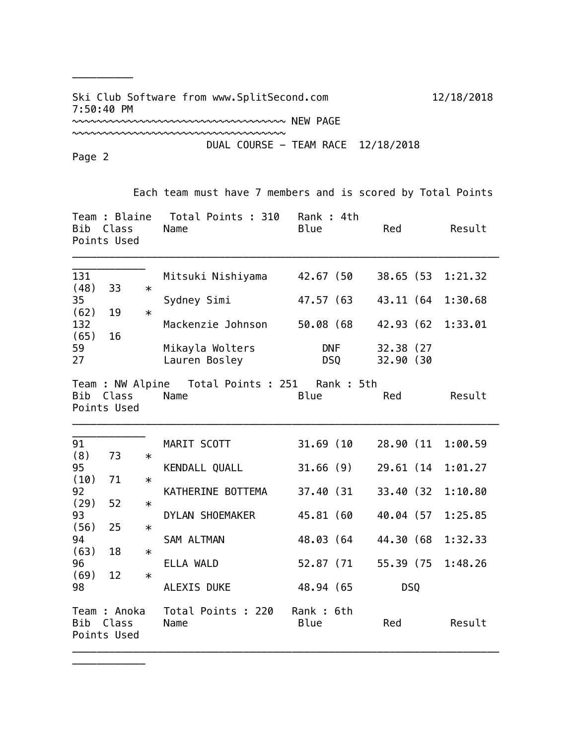Ski Club Software from www.SplitSecond.com 12/18/2018 7:50:40 PM

~~~~~~~~~~~~~~~~~~~~~~~~~~~~~~~~~~~ NEW PAGE ~~~~~~~~~~~~~~~~~~~~~~~~~~~~~~~~~~~

DUAL COURSE - TEAM RACE 12/18/2018

Page 2

Each team must have 7 members and is scored by Total Points

**Team : Blaine Total Points : 310 Rank : 4th**

| Bib | Class | Name | Blue | Red | Result | Points | Used |
|---|---|---|---|---|---|---|---|
| 131 | | Mitsuki Nishiyama | 42.67 (50 | 38.65 (53 | 1:21.32 (48) | 33 | * |
| 35 | | Sydney Simi | 47.57 (63 | 43.11 (64 | 1:30.68 (62) | 19 | * |
| 132 | | Mackenzie Johnson | 50.08 (68 | 42.93 (62 | 1:33.01 (65) | 16 | |
| 59 | | Mikayla Wolters | DNF | 32.38 (27 | | | |
| 27 | | Lauren Bosley | DSQ | 32.90 (30 | | | |

**Team : NW Alpine Total Points : 251 Rank : 5th**

| Bib | Class | Name | Blue | Red | Result | Points | Used |
|---|---|---|---|---|---|---|---|
| 91 | | MARIT SCOTT | 31.69 (10 | 28.90 (11 | 1:00.59 (8) | 73 | * |
| 95 | | KENDALL QUALL | 31.66 (9) | 29.61 (14 | 1:01.27 (10) | 71 | * |
| 92 | | KATHERINE BOTTEMA | 37.40 (31 | 33.40 (32 | 1:10.80 (29) | 52 | * |
| 93 | | DYLAN SHOEMAKER | 45.81 (60 | 40.04 (57 | 1:25.85 (56) | 25 | * |
| 94 | | SAM ALTMAN | 48.03 (64 | 44.30 (68 | 1:32.33 (63) | 18 | * |
| 96 | | ELLA WALD | 52.87 (71 | 55.39 (75 | 1:48.26 (69) | 12 | * |
| 98 | | ALEXIS DUKE | 48.94 (65 | DSQ | | | |

**Team : Anoka Total Points : 220 Rank : 6th**

| Bib | Class | Name | Blue | Red | Result | Points | Used |
|---|---|---|---|---|---|---|---|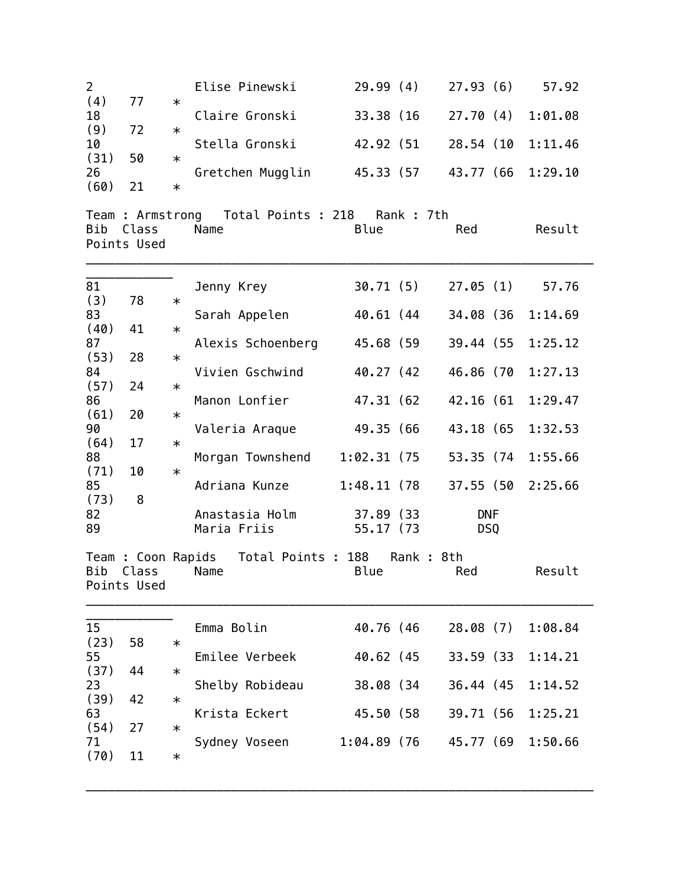| Bib | Class | Name | Blue | Red | Result | Points | Used |
|---|---|---|---|---|---|---|---|
| 2 | | Elise Pinewski | 29.99 (4) | 27.93 (6) | 57.92 (4) | 77 | * |
| 18 | | Claire Gronski | 33.38 (16 | 27.70 (4) | 1:01.08 (9) | 72 | * |
| 10 | | Stella Gronski | 42.92 (51 | 28.54 (10 | 1:11.46 (31) | 50 | * |
| 26 | | Gretchen Mugglin | 45.33 (57 | 43.77 (66 | 1:29.10 (60) | 21 | * |

Team : Armstrong   Total Points : 218   Rank : 7th

| Bib | Class | Name | Blue | Red | Result | Points | Used |
|---|---|---|---|---|---|---|---|
| 81 | | Jenny Krey | 30.71 (5) | 27.05 (1) | 57.76 (3) | 78 | * |
| 83 | | Sarah Appelen | 40.61 (44 | 34.08 (36 | 1:14.69 (40) | 41 | * |
| 87 | | Alexis Schoenberg | 45.68 (59 | 39.44 (55 | 1:25.12 (53) | 28 | * |
| 84 | | Vivien Gschwind | 40.27 (42 | 46.86 (70 | 1:27.13 (57) | 24 | * |
| 86 | | Manon Lonfier | 47.31 (62 | 42.16 (61 | 1:29.47 (61) | 20 | * |
| 90 | | Valeria Araque | 49.35 (66 | 43.18 (65 | 1:32.53 (64) | 17 | * |
| 88 | | Morgan Townshend | 1:02.31 (75 | 53.35 (74 | 1:55.66 (71) | 10 | * |
| 85 | | Adriana Kunze | 1:48.11 (78 | 37.55 (50 | 2:25.66 (73) | 8 | |
| 82 | | Anastasia Holm | 37.89 (33 | DNF | | | |
| 89 | | Maria Friis | 55.17 (73 | DSQ | | | |

Team : Coon Rapids   Total Points : 188   Rank : 8th

| Bib | Class | Name | Blue | Red | Result | Points | Used |
|---|---|---|---|---|---|---|---|
| 15 | | Emma Bolin | 40.76 (46 | 28.08 (7) | 1:08.84 (23) | 58 | * |
| 55 | | Emilee Verbeek | 40.62 (45 | 33.59 (33 | 1:14.21 (37) | 44 | * |
| 23 | | Shelby Robideau | 38.08 (34 | 36.44 (45 | 1:14.52 (39) | 42 | * |
| 63 | | Krista Eckert | 45.50 (58 | 39.71 (56 | 1:25.21 (54) | 27 | * |
| 71 | | Sydney Voseen | 1:04.89 (76 | 45.77 (69 | 1:50.66 (70) | 11 | * |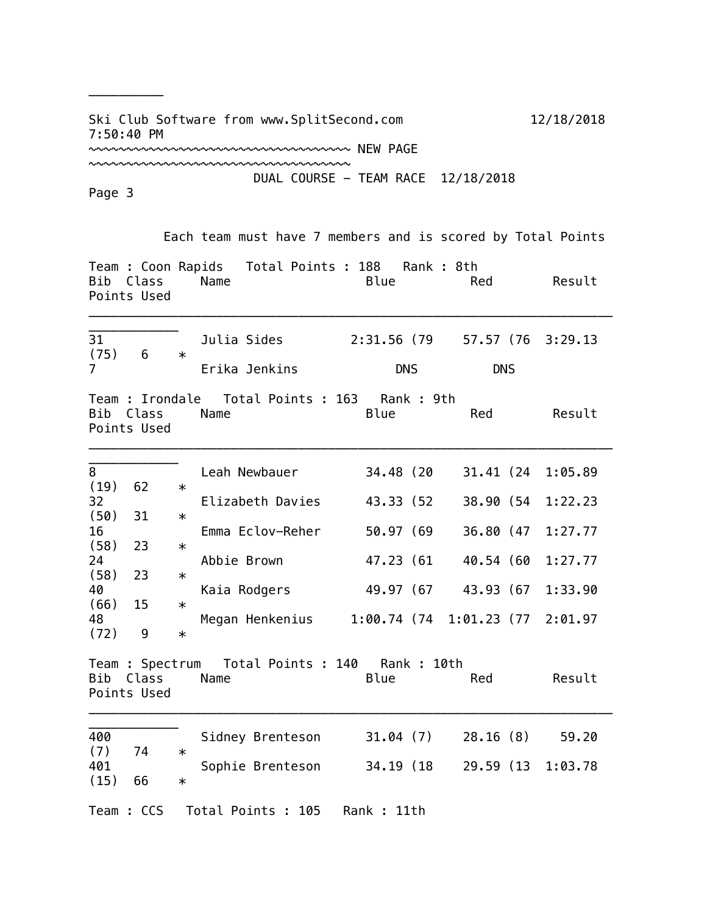Ski Club Software from www.SplitSecond.com 12/18/2018 7:50:40 PM

~~~~~~~~~~~~~~~~~~~~~~~~~~~~~~~~~~~ NEW PAGE ~~~~~~~~~~~~~~~~~~~~~~~~~~~~~~~~~~~

DUAL COURSE - TEAM RACE 12/18/2018

Page 3

Each team must have 7 members and is scored by Total Points

Team : Coon Rapids Total Points : 188 Rank : 8th

| Bib | Class | Name | Blue | Red | Result | Points | Used |
|---|---|---|---|---|---|---|---|
| 31 | | Julia Sides | 2:31.56 (79 | 57.57 (76 | 3:29.13 (75) | 6 | * |
| 7 | | Erika Jenkins | DNS | DNS | | | |

Team : Irondale Total Points : 163 Rank : 9th

| Bib | Class | Name | Blue | Red | Result | Points | Used |
|---|---|---|---|---|---|---|---|
| 8 | | Leah Newbauer | 34.48 (20 | 31.41 (24 | 1:05.89 (19) | 62 | * |
| 32 | | Elizabeth Davies | 43.33 (52 | 38.90 (54 | 1:22.23 (50) | 31 | * |
| 16 | | Emma Eclov-Reher | 50.97 (69 | 36.80 (47 | 1:27.77 (58) | 23 | * |
| 24 | | Abbie Brown | 47.23 (61 | 40.54 (60 | 1:27.77 (58) | 23 | * |
| 40 | | Kaia Rodgers | 49.97 (67 | 43.93 (67 | 1:33.90 (66) | 15 | * |
| 48 | | Megan Henkenius | 1:00.74 (74 | 1:01.23 (77 | 2:01.97 (72) | 9 | * |

Team : Spectrum Total Points : 140 Rank : 10th

| Bib | Class | Name | Blue | Red | Result | Points | Used |
|---|---|---|---|---|---|---|---|
| 400 | | Sidney Brenteson | 31.04 (7) | 28.16 (8) | 59.20 (7) | 74 | * |
| 401 | | Sophie Brenteson | 34.19 (18 | 29.59 (13 | 1:03.78 (15) | 66 | * |

Team : CCS Total Points : 105 Rank : 11th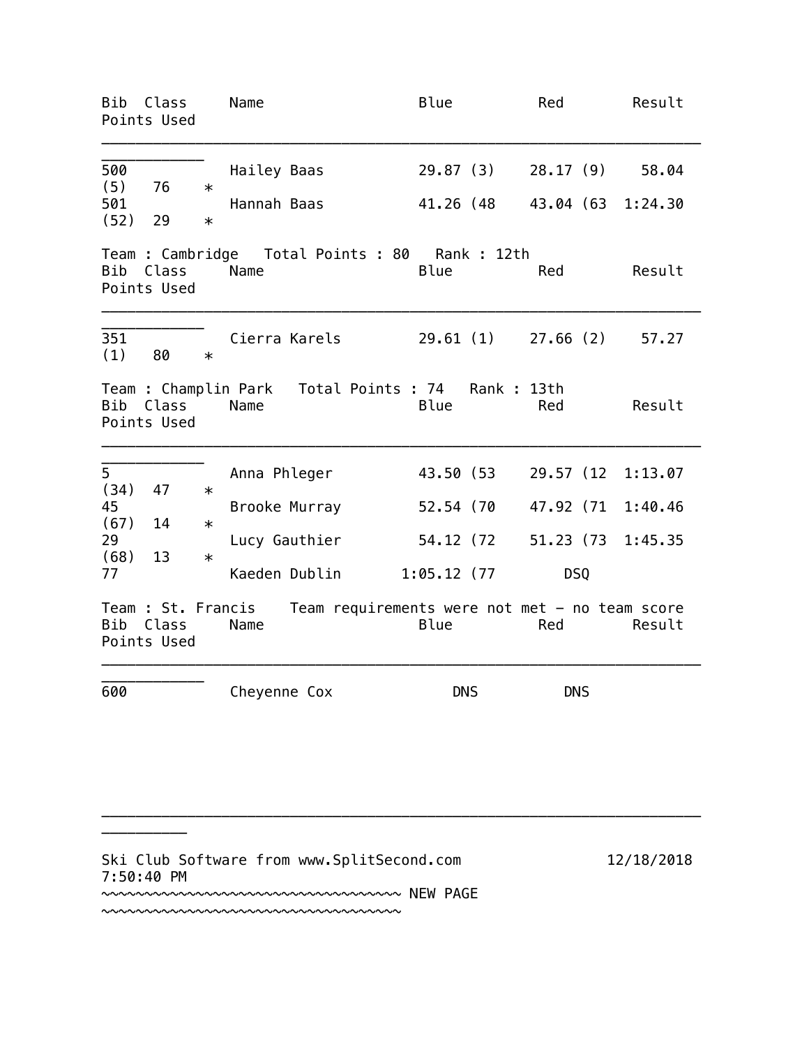| Bib | Class | Name | Blue | Red | Result | Points | Used |
|---|---|---|---|---|---|---|---|
| 500 | | Hailey Baas | 29.87 (3) | 28.17 (9) | 58.04 (5) | 76 | * |
| 501 | | Hannah Baas | 41.26 (48 | 43.04 (63 | 1:24.30 (52) | 29 | * |

Team : Cambridge   Total Points : 80   Rank : 12th

| Bib | Class | Name | Blue | Red | Result | Points | Used |
|---|---|---|---|---|---|---|---|
| 351 | | Cierra Karels | 29.61 (1) | 27.66 (2) | 57.27 (1) | 80 | * |

Team : Champlin Park   Total Points : 74   Rank : 13th

| Bib | Class | Name | Blue | Red | Result | Points | Used |
|---|---|---|---|---|---|---|---|
| 5 | | Anna Phleger | 43.50 (53 | 29.57 (12 | 1:13.07 (34) | 47 | * |
| 45 | | Brooke Murray | 52.54 (70 | 47.92 (71 | 1:40.46 (67) | 14 | * |
| 29 | | Lucy Gauthier | 54.12 (72 | 51.23 (73 | 1:45.35 (68) | 13 | * |
| 77 | | Kaeden Dublin | 1:05.12 (77 | DSQ | | | |

Team : St. Francis    Team requirements were not met – no team score

| Bib | Class | Name | Blue | Red | Result | Points | Used |
|---|---|---|---|---|---|---|---|
| 600 | | Cheyenne Cox | DNS | DNS | | | |

Ski Club Software from www.SplitSecond.com 12/18/2018 7:50:40 PM

~~~~~~~~~~~~~~~~~~~~~~~~~~~~~~~~~~~~ NEW PAGE ~~~~~~~~~~~~~~~~~~~~~~~~~~~~~~~~~~~~